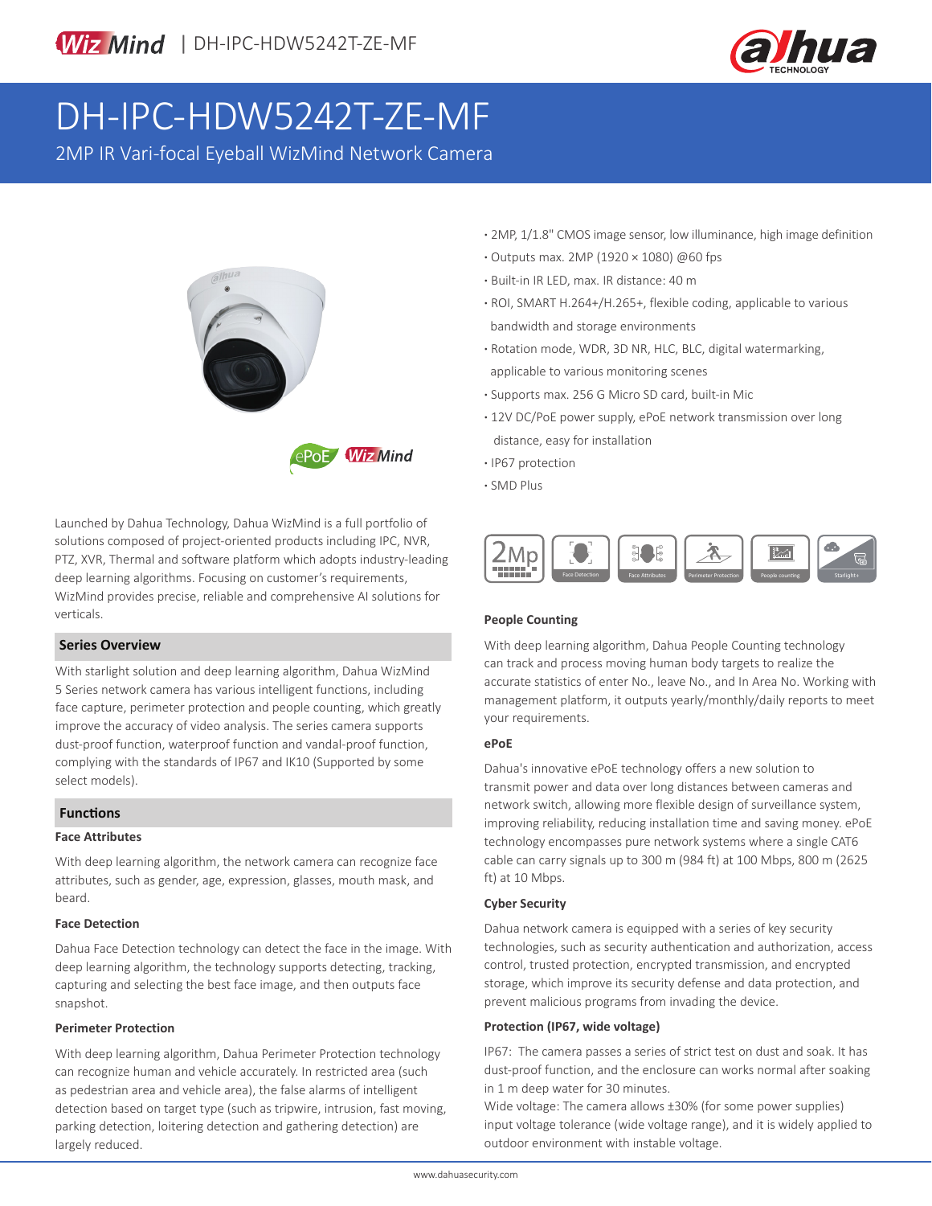# DH-IPC-HDW5242T-ZE-MF

2MP IR Vari-focal Eyeball WizMind Network Camera

- 2MP, 1/1.8" CMOS image sensor, low illuminance, high image definition
- Outputs max. 2MP (1920 × 1080) @60 fps
- Built-in IR LED, max. IR distance: 40 m
- ROI, SMART H.264+/H.265+, flexible coding, applicable to various bandwidth and storage environments
- Rotation mode, WDR, 3D NR, HLC, BLC, digital watermarking, applicable to various monitoring scenes
- Supports max. 256 G Micro SD card, built-in Mic
- 12V DC/PoE power supply, ePoE network transmission over long distance, easy for installation
- IP67 protection
- SMD Plus

Launched by Dahua Technology, Dahua WizMind is a full portfolio of solutions composed of project-oriented products including IPC, NVR, PTZ, XVR, Thermal and software platform which adopts industry-leading deep learning algorithms. Focusing on customer's requirements, WizMind provides precise, reliable and comprehensive AI solutions for verticals.

## Series Overview

With starlight solution and deep learning algorithm, Dahua WizMind 5 Series network camera has various intelligent functions, including face capture, perimeter protection and people counting, which greatly improve the accuracy of video analysis. The series camera supports dust-proof function, waterproof function and vandal-proof function, complying with the standards of IP67 and IK10 (Supported by some select models).

## Functions

### Face Attributes

With deep learning algorithm, the network camera can recognize face attributes, such as gender, age, expression, glasses, mouth mask, and beard.

### Face Detection

Dahua Face Detection technology can detect the face in the image. With deep learning algorithm, the technology supports detecting, tracking, capturing and selecting the best face image, and then outputs face snapshot.

### Perimeter Protection

With deep learning algorithm, Dahua Perimeter Protection technology can recognize human and vehicle accurately. In restricted area (such as pedestrian area and vehicle area), the false alarms of intelligent detection based on target type (such as tripwire, intrusion, fast moving, parking detection, loitering detection and gathering detection) are largely reduced.

### People Counting

With deep learning algorithm, Dahua People Counting technology can track and process moving human body targets to realize the accurate statistics of enter No., leave No., and In Area No. Working with management platform, it outputs yearly/monthly/daily reports to meet your requirements.

### ePoE

Dahua's innovative ePoE technology offers a new solution to transmit power and data over long distances between cameras and network switch, allowing more flexible design of surveillance system, improving reliability, reducing installation time and saving money. ePoE technology encompasses pure network systems where a single CAT6 cable can carry signals up to 300 m (984 ft) at 100 Mbps, 800 m (2625 ft) at 10 Mbps.

### Cyber Security

Dahua network camera is equipped with a series of key security technologies, such as security authentication and authorization, access control, trusted protection, encrypted transmission, and encrypted storage, which improve its security defense and data protection, and prevent malicious programs from invading the device.

### Protection (IP67, wide voltage)

IP67: The camera passes a series of strict test on dust and soak. It has dust-proof function, and the enclosure can works normal after soaking in 1 m deep water for 30 minutes.

Wide voltage: The camera allows ±30% (for some power supplies) input voltage tolerance (wide voltage range), and it is widely applied to outdoor environment with instable voltage.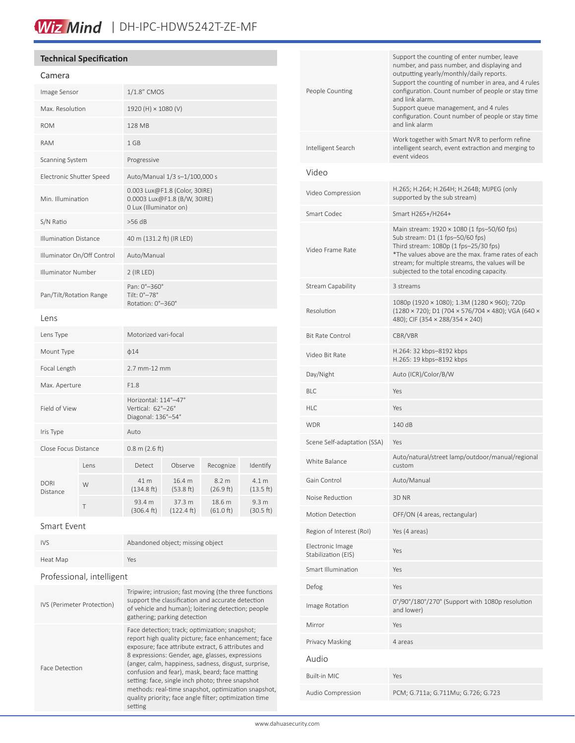## Technical Specification

### Camera

| | |
|---|---|
| Image Sensor | 1/1.8" CMOS |
| Max. Resolution | 1920 (H) × 1080 (V) |
| ROM | 128 MB |
| RAM | 1 GB |
| Scanning System | Progressive |
| Electronic Shutter Speed | Auto/Manual 1/3 s–1/100,000 s |
| Min. Illumination | 0.003 Lux@F1.8 (Color, 30IRE)<br>0.0003 Lux@F1.8 (B/W, 30IRE)<br>0 Lux (Illuminator on) |
| S/N Ratio | >56 dB |
| Illumination Distance | 40 m (131.2 ft) (IR LED) |
| Illuminator On/Off Control | Auto/Manual |
| Illuminator Number | 2 (IR LED) |
| Pan/Tilt/Rotation Range | Pan: 0°–360°<br>Tilt: 0°–78°<br>Rotation: 0°–360° |

### Lens

| | |
|---|---|
| Lens Type | Motorized vari-focal |
| Mount Type | ϕ14 |
| Focal Length | 2.7 mm-12 mm |
| Max. Aperture | F1.8 |
| Field of View | Horizontal: 114°–47°<br>Vertical: 62°–26°<br>Diagonal: 136°–54° |
| Iris Type | Auto |
| Close Focus Distance | 0.8 m (2.6 ft) |

| DORI Distance | Lens | Detect | Observe | Recognize | Identify |
|---|---|---|---|---|---|
| | W | 41 m (134.8 ft) | 16.4 m (53.8 ft) | 8.2 m (26.9 ft) | 4.1 m (13.5 ft) |
| | T | 93.4 m (306.4 ft) | 37.3 m (122.4 ft) | 18.6 m (61.0 ft) | 9.3 m (30.5 ft) |

### Smart Event

| | |
|---|---|
| IVS | Abandoned object; missing object |
| Heat Map | Yes |

### Professional, intelligent

| | |
|---|---|
| IVS (Perimeter Protection) | Tripwire; intrusion; fast moving (the three functions support the classification and accurate detection of vehicle and human); loitering detection; people gathering; parking detection |
| Face Detection | Face detection; track; optimization; snapshot; report high quality picture; face enhancement; face exposure; face attribute extract, 6 attributes and 8 expressions: Gender, age, glasses, expressions (anger, calm, happiness, sadness, disgust, surprise, confusion and fear), mask, beard; face matting setting: face, single inch photo; three snapshot methods: real-time snapshot, optimization snapshot, quality priority; face angle filter; optimization time setting |
| People Counting | Support the counting of enter number, leave number, and pass number, and displaying and outputting yearly/monthly/daily reports.<br>Support the counting of number in area, and 4 rules configuration. Count number of people or stay time and link alarm.<br>Support queue management, and 4 rules configuration. Count number of people or stay time and link alarm |
| Intelligent Search | Work together with Smart NVR to perform refine intelligent search, event extraction and merging to event videos |

### Video

| | |
|---|---|
| Video Compression | H.265; H.264; H.264H; H.264B; MJPEG (only supported by the sub stream) |
| Smart Codec | Smart H265+/H264+ |
| Video Frame Rate | Main stream: 1920 × 1080 (1 fps–50/60 fps)<br>Sub stream: D1 (1 fps–50/60 fps)<br>Third stream: 1080p (1 fps–25/30 fps)<br>*The values above are the max. frame rates of each stream; for multiple streams, the values will be subjected to the total encoding capacity. |
| Stream Capability | 3 streams |
| Resolution | 1080p (1920 × 1080); 1.3M (1280 × 960); 720p (1280 × 720); D1 (704 × 576/704 × 480); VGA (640 × 480); CIF (354 × 288/354 × 240) |
| Bit Rate Control | CBR/VBR |
| Video Bit Rate | H.264: 32 kbps–8192 kbps<br>H.265: 19 kbps–8192 kbps |
| Day/Night | Auto (ICR)/Color/B/W |
| BLC | Yes |
| HLC | Yes |
| WDR | 140 dB |
| Scene Self-adaptation (SSA) | Yes |
| White Balance | Auto/natural/street lamp/outdoor/manual/regional custom |
| Gain Control | Auto/Manual |
| Noise Reduction | 3D NR |
| Motion Detection | OFF/ON (4 areas, rectangular) |
| Region of Interest (RoI) | Yes (4 areas) |
| Electronic Image Stabilization (EIS) | Yes |
| Smart Illumination | Yes |
| Defog | Yes |
| Image Rotation | 0°/90°/180°/270° (Support with 1080p resolution and lower) |
| Mirror | Yes |
| Privacy Masking | 4 areas |

### Audio

| | |
|---|---|
| Built-in MIC | Yes |
| Audio Compression | PCM; G.711a; G.711Mu; G.726; G.723 |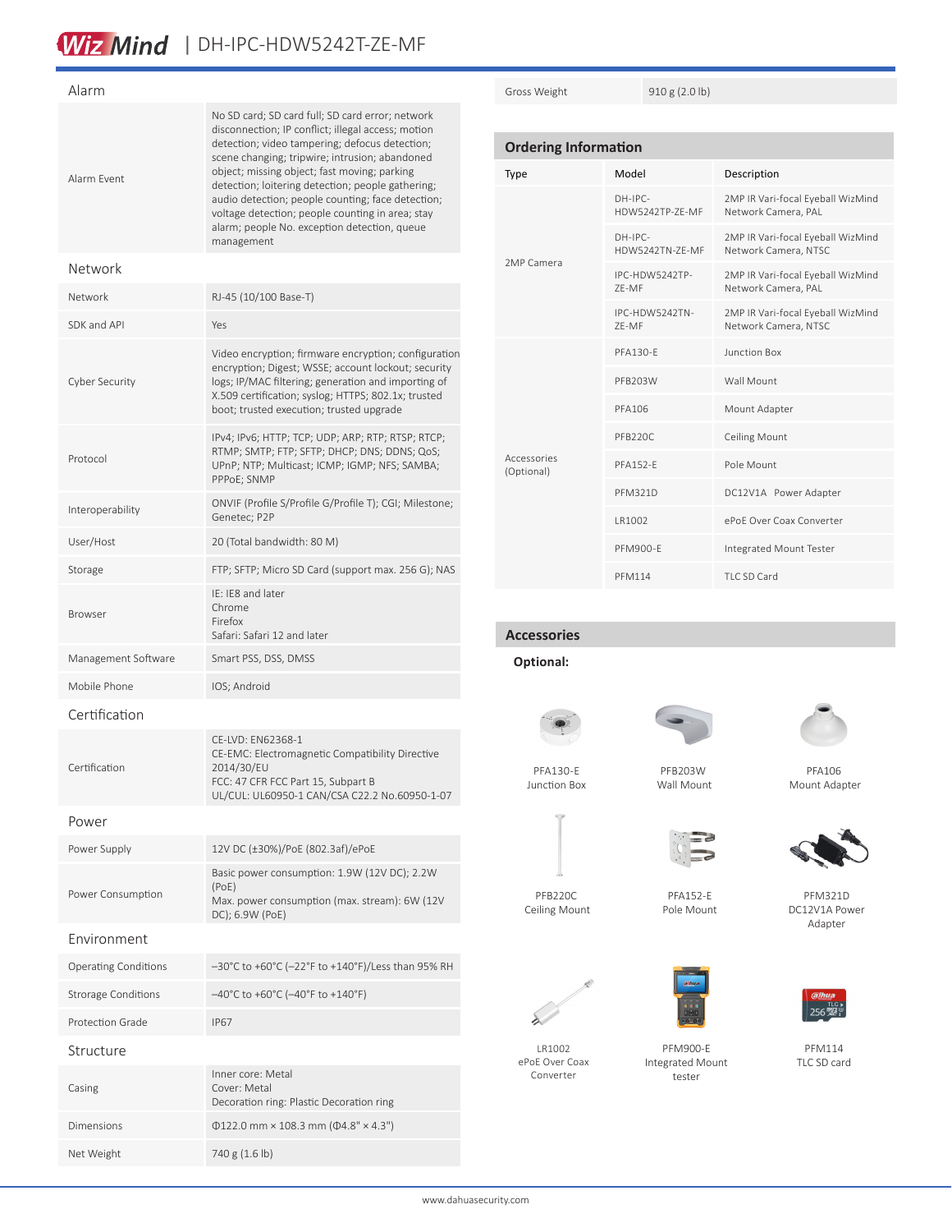## Alarm

| | |
|---|---|
| Alarm Event | No SD card; SD card full; SD card error; network disconnection; IP conflict; illegal access; motion detection; video tampering; defocus detection; scene changing; tripwire; intrusion; abandoned object; missing object; fast moving; parking detection; loitering detection; people gathering; audio detection; people counting; face detection; voltage detection; people counting in area; stay alarm; people No. exception detection, queue management |

## Network

| | |
|---|---|
| Network | RJ-45 (10/100 Base-T) |
| SDK and API | Yes |
| Cyber Security | Video encryption; firmware encryption; configuration encryption; Digest; WSSE; account lockout; security logs; IP/MAC filtering; generation and importing of X.509 certification; syslog; HTTPS; 802.1x; trusted boot; trusted execution; trusted upgrade |
| Protocol | IPv4; IPv6; HTTP; TCP; UDP; ARP; RTP; RTSP; RTCP; RTMP; SMTP; FTP; SFTP; DHCP; DNS; DDNS; QoS; UPnP; NTP; Multicast; ICMP; IGMP; NFS; SAMBA; PPPoE; SNMP |
| Interoperability | ONVIF (Profile S/Profile G/Profile T); CGI; Milestone; Genetec; P2P |
| User/Host | 20 (Total bandwidth: 80 M) |
| Storage | FTP; SFTP; Micro SD Card (support max. 256 G); NAS |
| Browser | IE: IE8 and later<br>Chrome<br>Firefox<br>Safari: Safari 12 and later |
| Management Software | Smart PSS, DSS, DMSS |
| Mobile Phone | IOS; Android |

## Certification

| | |
|---|---|
| Certification | CE-LVD: EN62368-1<br>CE-EMC: Electromagnetic Compatibility Directive 2014/30/EU<br>FCC: 47 CFR FCC Part 15, Subpart B<br>UL/CUL: UL60950-1 CAN/CSA C22.2 No.60950-1-07 |

## Power

| | |
|---|---|
| Power Supply | 12V DC (±30%)/PoE (802.3af)/ePoE |
| Power Consumption | Basic power consumption: 1.9W (12V DC); 2.2W (PoE)<br>Max. power consumption (max. stream): 6W (12V DC); 6.9W (PoE) |

## Environment

| | |
|---|---|
| Operating Conditions | –30°C to +60°C (–22°F to +140°F)/Less than 95% RH |
| Strorage Conditions | –40°C to +60°C (–40°F to +140°F) |
| Protection Grade | IP67 |

## Structure

| | |
|---|---|
| Casing | Inner core: Metal<br>Cover: Metal<br>Decoration ring: Plastic Decoration ring |
| Dimensions | Φ122.0 mm × 108.3 mm (Φ4.8" × 4.3") |
| Net Weight | 740 g (1.6 lb) |
| Gross Weight | 910 g (2.0 lb) |

## Ordering Information

| Type | Model | Description |
|---|---|---|
| 2MP Camera | DH-IPC-HDW5242TP-ZE-MF | 2MP IR Vari-focal Eyeball WizMind Network Camera, PAL |
| | DH-IPC-HDW5242TN-ZE-MF | 2MP IR Vari-focal Eyeball WizMind Network Camera, NTSC |
| | IPC-HDW5242TP-ZE-MF | 2MP IR Vari-focal Eyeball WizMind Network Camera, PAL |
| | IPC-HDW5242TN-ZE-MF | 2MP IR Vari-focal Eyeball WizMind Network Camera, NTSC |
| Accessories (Optional) | PFA130-E | Junction Box |
| | PFB203W | Wall Mount |
| | PFA106 | Mount Adapter |
| | PFB220C | Ceiling Mount |
| | PFA152-E | Pole Mount |
| | PFM321D | DC12V1A Power Adapter |
| | LR1002 | ePoE Over Coax Converter |
| | PFM900-E | Integrated Mount Tester |
| | PFM114 | TLC SD Card |

## Accessories

**Optional:**

PFA130-E
Junction Box

PFB203W
Wall Mount

PFA106
Mount Adapter

PFB220C
Ceiling Mount

PFA152-E
Pole Mount

PFM321D
DC12V1A Power Adapter

LR1002
ePoE Over Coax Converter

PFM900-E
Integrated Mount tester

PFM114
TLC SD card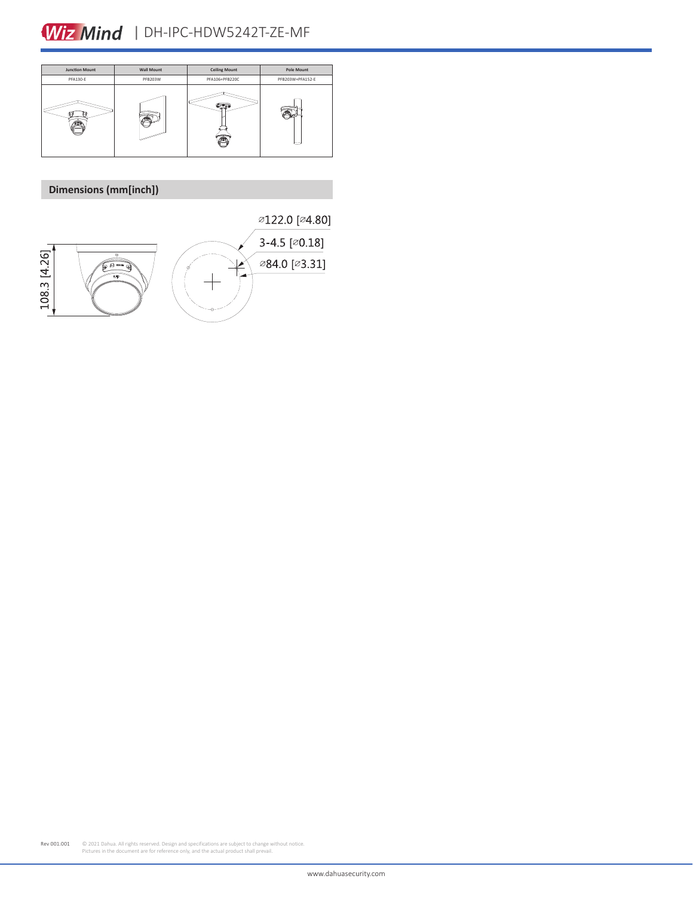| Junction Mount | Wall Mount | Ceiling Mount | Pole Mount |
|---|---|---|---|
| PFA130-E | PFB203W | PFA106+PFB220C | PFB203W+PFA152-E |

## Dimensions (mm[inch])

⌀122.0 [⌀4.80]

3-4.5 [⌀0.18]

⌀84.0 [⌀3.31]

108.3 [4.26]

Rev 001.001 © 2021 Dahua. All rights reserved. Design and specifications are subject to change without notice.
Pictures in the document are for reference only, and the actual product shall prevail.